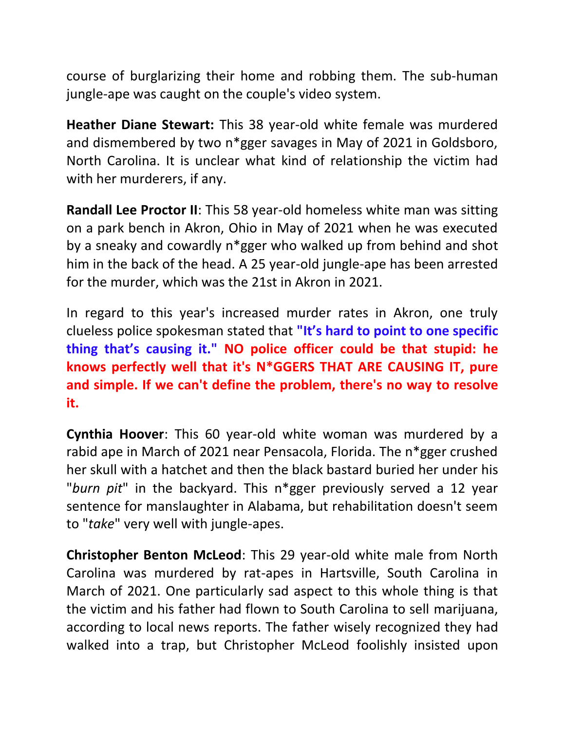course of burglarizing their home and robbing them. The sub-human jungle-ape was caught on the couple's video system.

**Heather Diane Stewart:** This 38 year-old white female was murdered and dismembered by two n*gger savages in May of 2021 in Goldsboro, North Carolina. It is unclear what kind of relationship the victim had with her murderers, if any.

**Randall Lee Proctor II**: This 58 year-old homeless white man was sitting on a park bench in Akron, Ohio in May of 2021 when he was executed by a sneaky and cowardly n*gger who walked up from behind and shot him in the back of the head. A 25 year-old jungle-ape has been arrested for the murder, which was the 21st in Akron in 2021.

In regard to this year's increased murder rates in Akron, one truly clueless police spokesman stated that **"It's hard to point to one specific thing that's causing it." NO police officer could be that stupid: he knows perfectly well that it's N*GGERS THAT ARE CAUSING IT, pure and simple. If we can't define the problem, there's no way to resolve it.**

**Cynthia Hoover**: This 60 year-old white woman was murdered by a rabid ape in March of 2021 near Pensacola, Florida. The n*gger crushed her skull with a hatchet and then the black bastard buried her under his "*burn pit*" in the backyard. This n*gger previously served a 12 year sentence for manslaughter in Alabama, but rehabilitation doesn't seem to "*take*" very well with jungle-apes.

**Christopher Benton McLeod**: This 29 year-old white male from North Carolina was murdered by rat-apes in Hartsville, South Carolina in March of 2021. One particularly sad aspect to this whole thing is that the victim and his father had flown to South Carolina to sell marijuana, according to local news reports. The father wisely recognized they had walked into a trap, but Christopher McLeod foolishly insisted upon